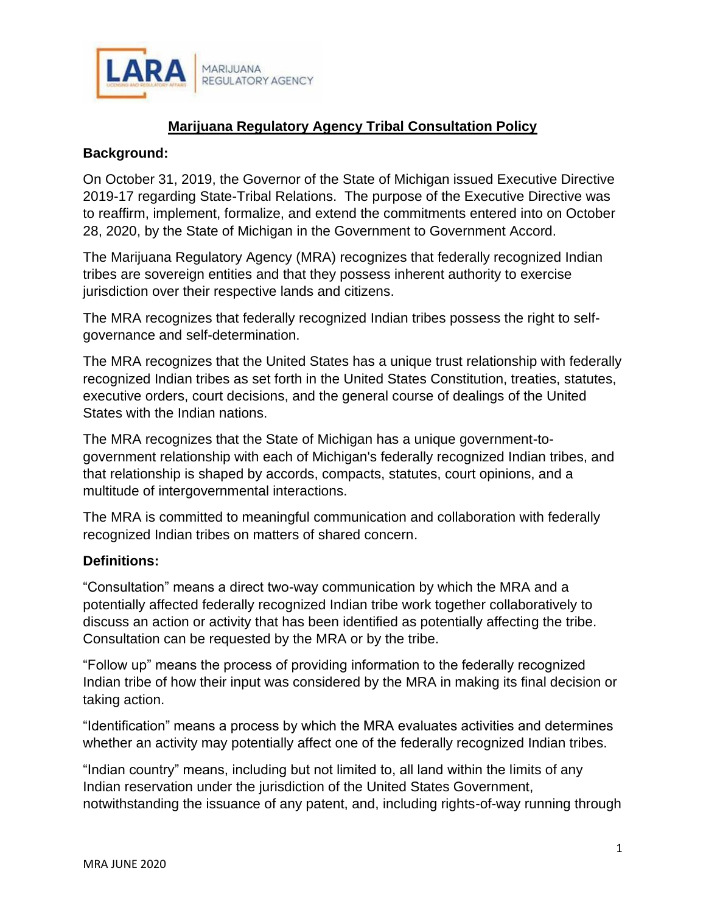# Marijuana Regulatory Agency Tribal Consultation Policy

**Background:**

On October 31, 2019, the Governor of the State of Michigan issued Executive Directive 2019-17 regarding State-Tribal Relations. The purpose of the Executive Directive was to reaffirm, implement, formalize, and extend the commitments entered into on October 28, 2020, by the State of Michigan in the Government to Government Accord.

The Marijuana Regulatory Agency (MRA) recognizes that federally recognized Indian tribes are sovereign entities and that they possess inherent authority to exercise jurisdiction over their respective lands and citizens.

The MRA recognizes that federally recognized Indian tribes possess the right to self-governance and self-determination.

The MRA recognizes that the United States has a unique trust relationship with federally recognized Indian tribes as set forth in the United States Constitution, treaties, statutes, executive orders, court decisions, and the general course of dealings of the United States with the Indian nations.

The MRA recognizes that the State of Michigan has a unique government-to-government relationship with each of Michigan's federally recognized Indian tribes, and that relationship is shaped by accords, compacts, statutes, court opinions, and a multitude of intergovernmental interactions.

The MRA is committed to meaningful communication and collaboration with federally recognized Indian tribes on matters of shared concern.

**Definitions:**

"Consultation" means a direct two-way communication by which the MRA and a potentially affected federally recognized Indian tribe work together collaboratively to discuss an action or activity that has been identified as potentially affecting the tribe. Consultation can be requested by the MRA or by the tribe.

"Follow up" means the process of providing information to the federally recognized Indian tribe of how their input was considered by the MRA in making its final decision or taking action.

"Identification" means a process by which the MRA evaluates activities and determines whether an activity may potentially affect one of the federally recognized Indian tribes.

"Indian country" means, including but not limited to, all land within the limits of any Indian reservation under the jurisdiction of the United States Government, notwithstanding the issuance of any patent, and, including rights-of-way running through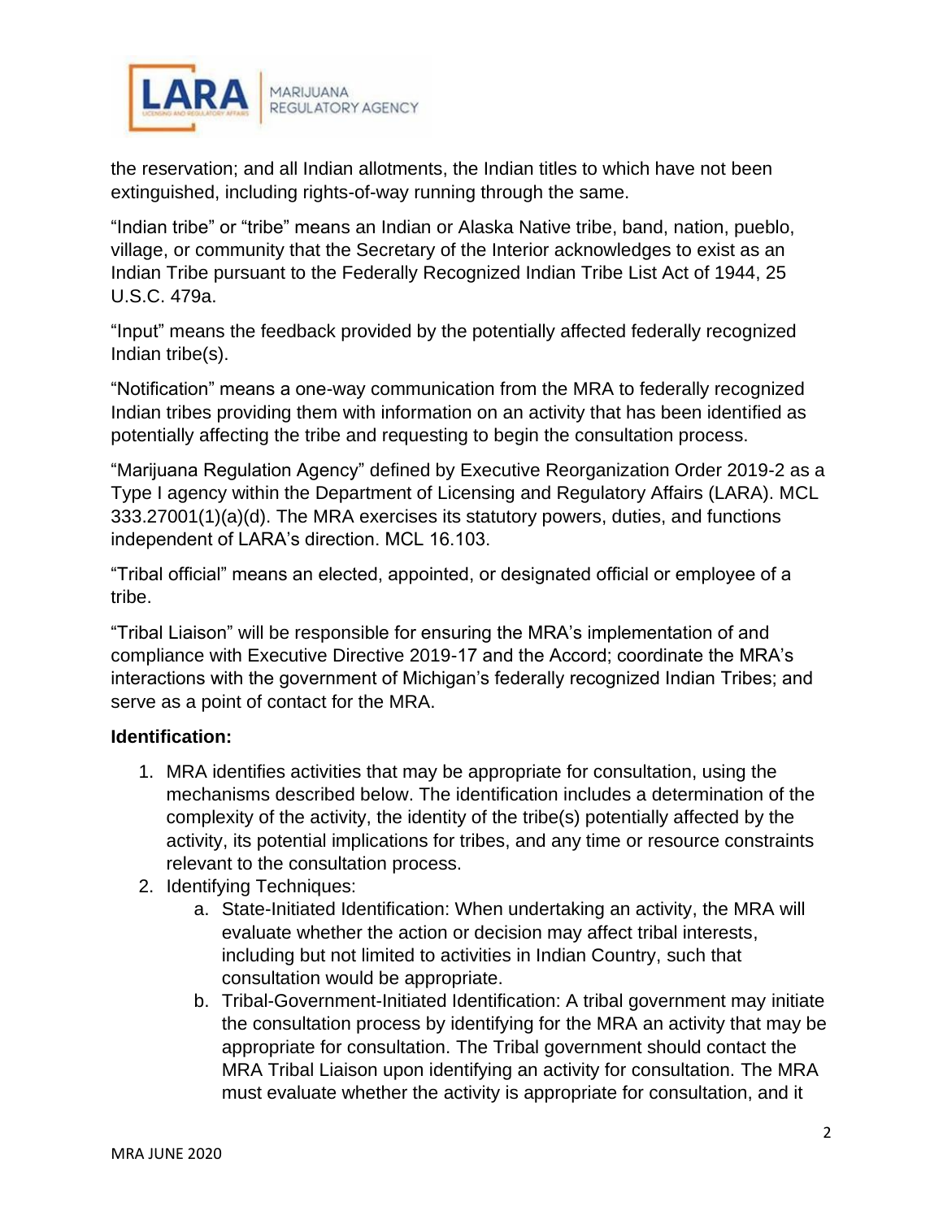the reservation; and all Indian allotments, the Indian titles to which have not been extinguished, including rights-of-way running through the same.

"Indian tribe" or "tribe" means an Indian or Alaska Native tribe, band, nation, pueblo, village, or community that the Secretary of the Interior acknowledges to exist as an Indian Tribe pursuant to the Federally Recognized Indian Tribe List Act of 1944, 25 U.S.C. 479a.

"Input" means the feedback provided by the potentially affected federally recognized Indian tribe(s).

"Notification" means a one-way communication from the MRA to federally recognized Indian tribes providing them with information on an activity that has been identified as potentially affecting the tribe and requesting to begin the consultation process.

"Marijuana Regulation Agency" defined by Executive Reorganization Order 2019-2 as a Type I agency within the Department of Licensing and Regulatory Affairs (LARA). MCL 333.27001(1)(a)(d). The MRA exercises its statutory powers, duties, and functions independent of LARA's direction. MCL 16.103.

"Tribal official" means an elected, appointed, or designated official or employee of a tribe.

"Tribal Liaison" will be responsible for ensuring the MRA's implementation of and compliance with Executive Directive 2019-17 and the Accord; coordinate the MRA's interactions with the government of Michigan's federally recognized Indian Tribes; and serve as a point of contact for the MRA.

**Identification:**

1. MRA identifies activities that may be appropriate for consultation, using the mechanisms described below. The identification includes a determination of the complexity of the activity, the identity of the tribe(s) potentially affected by the activity, its potential implications for tribes, and any time or resource constraints relevant to the consultation process.
2. Identifying Techniques:
    a. State-Initiated Identification: When undertaking an activity, the MRA will evaluate whether the action or decision may affect tribal interests, including but not limited to activities in Indian Country, such that consultation would be appropriate.
    b. Tribal-Government-Initiated Identification: A tribal government may initiate the consultation process by identifying for the MRA an activity that may be appropriate for consultation. The Tribal government should contact the MRA Tribal Liaison upon identifying an activity for consultation. The MRA must evaluate whether the activity is appropriate for consultation, and it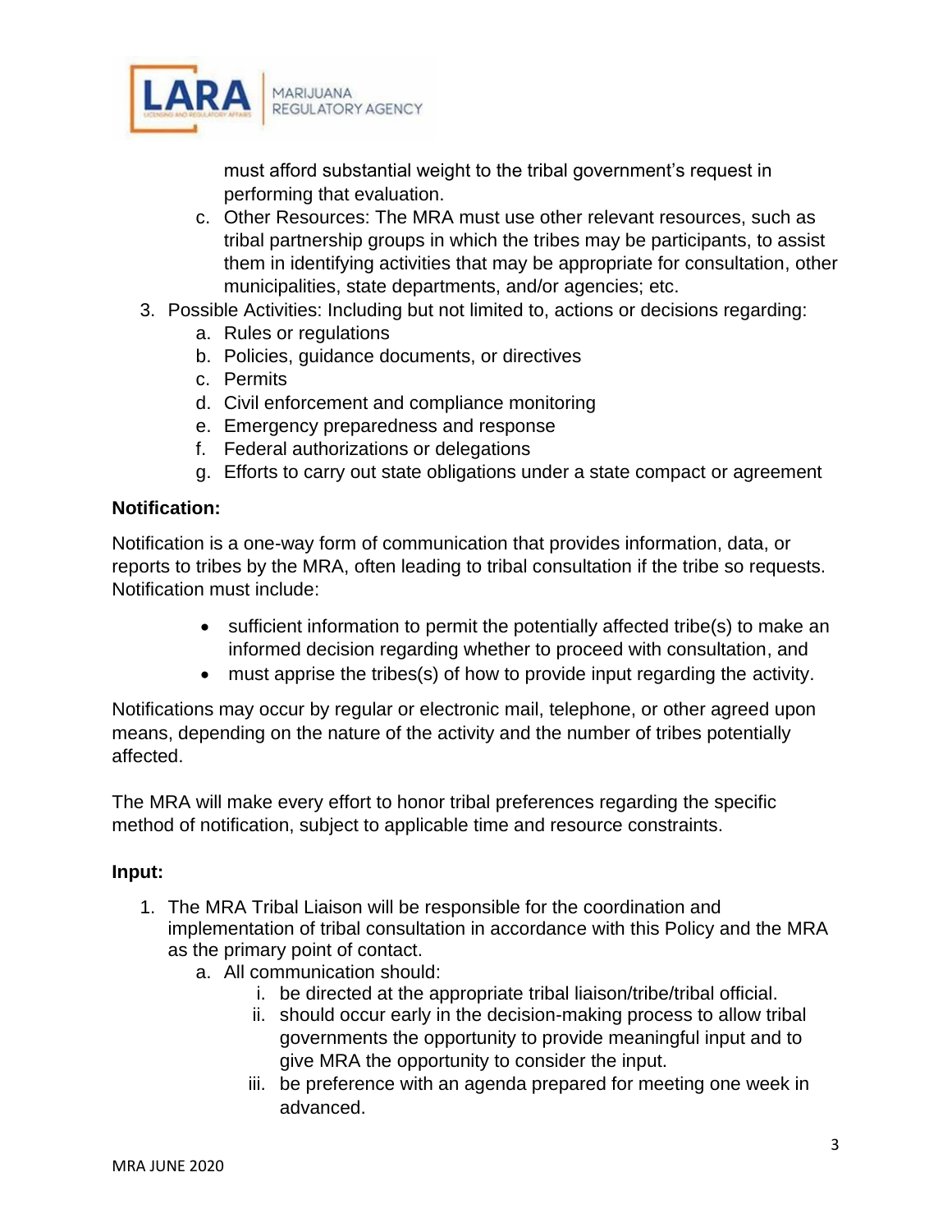must afford substantial weight to the tribal government's request in performing that evaluation.

   c. Other Resources: The MRA must use other relevant resources, such as tribal partnership groups in which the tribes may be participants, to assist them in identifying activities that may be appropriate for consultation, other municipalities, state departments, and/or agencies; etc.

3. Possible Activities: Including but not limited to, actions or decisions regarding:
   a. Rules or regulations
   b. Policies, guidance documents, or directives
   c. Permits
   d. Civil enforcement and compliance monitoring
   e. Emergency preparedness and response
   f. Federal authorizations or delegations
   g. Efforts to carry out state obligations under a state compact or agreement

**Notification:**

Notification is a one-way form of communication that provides information, data, or reports to tribes by the MRA, often leading to tribal consultation if the tribe so requests. Notification must include:

- sufficient information to permit the potentially affected tribe(s) to make an informed decision regarding whether to proceed with consultation, and
- must apprise the tribes(s) of how to provide input regarding the activity.

Notifications may occur by regular or electronic mail, telephone, or other agreed upon means, depending on the nature of the activity and the number of tribes potentially affected.

The MRA will make every effort to honor tribal preferences regarding the specific method of notification, subject to applicable time and resource constraints.

**Input:**

1. The MRA Tribal Liaison will be responsible for the coordination and implementation of tribal consultation in accordance with this Policy and the MRA as the primary point of contact.
   a. All communication should:
      i. be directed at the appropriate tribal liaison/tribe/tribal official.
      ii. should occur early in the decision-making process to allow tribal governments the opportunity to provide meaningful input and to give MRA the opportunity to consider the input.
      iii. be preference with an agenda prepared for meeting one week in advanced.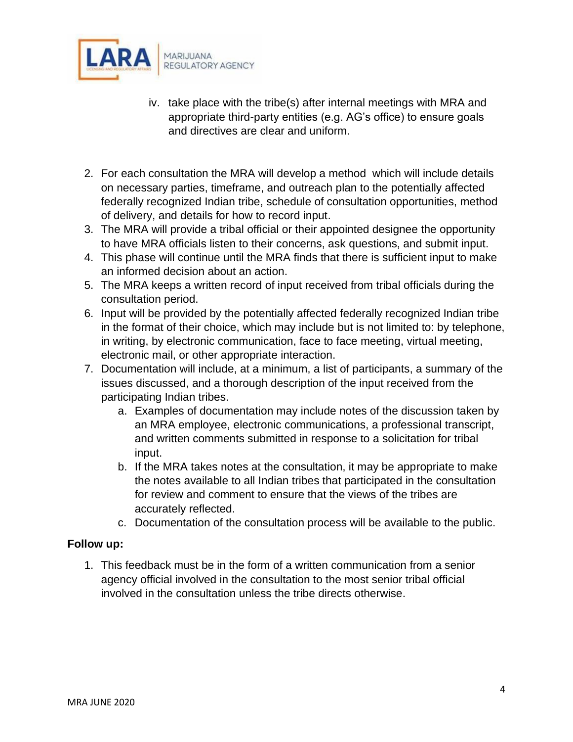iv. take place with the tribe(s) after internal meetings with MRA and appropriate third-party entities (e.g. AG's office) to ensure goals and directives are clear and uniform.

2. For each consultation the MRA will develop a method which will include details on necessary parties, timeframe, and outreach plan to the potentially affected federally recognized Indian tribe, schedule of consultation opportunities, method of delivery, and details for how to record input.
3. The MRA will provide a tribal official or their appointed designee the opportunity to have MRA officials listen to their concerns, ask questions, and submit input.
4. This phase will continue until the MRA finds that there is sufficient input to make an informed decision about an action.
5. The MRA keeps a written record of input received from tribal officials during the consultation period.
6. Input will be provided by the potentially affected federally recognized Indian tribe in the format of their choice, which may include but is not limited to: by telephone, in writing, by electronic communication, face to face meeting, virtual meeting, electronic mail, or other appropriate interaction.
7. Documentation will include, at a minimum, a list of participants, a summary of the issues discussed, and a thorough description of the input received from the participating Indian tribes.
   a. Examples of documentation may include notes of the discussion taken by an MRA employee, electronic communications, a professional transcript, and written comments submitted in response to a solicitation for tribal input.
   b. If the MRA takes notes at the consultation, it may be appropriate to make the notes available to all Indian tribes that participated in the consultation for review and comment to ensure that the views of the tribes are accurately reflected.
   c. Documentation of the consultation process will be available to the public.

**Follow up:**

1. This feedback must be in the form of a written communication from a senior agency official involved in the consultation to the most senior tribal official involved in the consultation unless the tribe directs otherwise.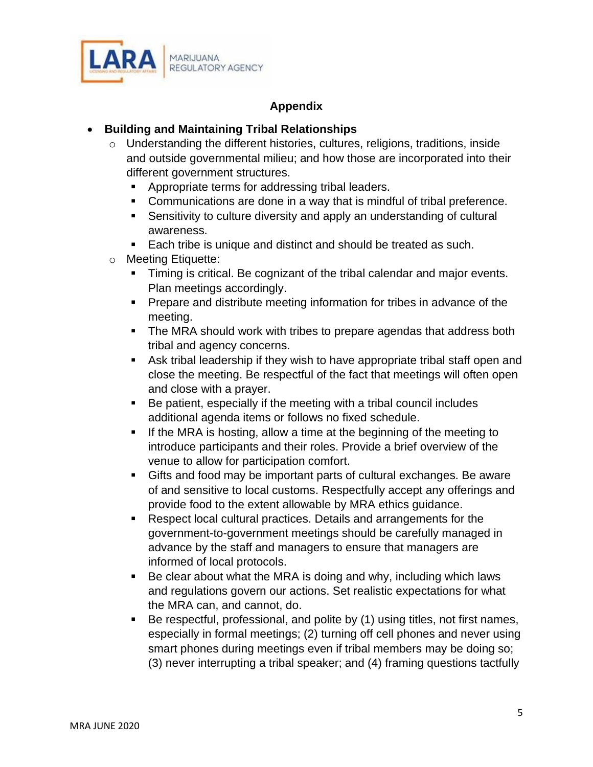## Appendix

- **Building and Maintaining Tribal Relationships**
  - Understanding the different histories, cultures, religions, traditions, inside and outside governmental milieu; and how those are incorporated into their different government structures.
    - Appropriate terms for addressing tribal leaders.
    - Communications are done in a way that is mindful of tribal preference.
    - Sensitivity to culture diversity and apply an understanding of cultural awareness.
    - Each tribe is unique and distinct and should be treated as such.
  - Meeting Etiquette:
    - Timing is critical. Be cognizant of the tribal calendar and major events. Plan meetings accordingly.
    - Prepare and distribute meeting information for tribes in advance of the meeting.
    - The MRA should work with tribes to prepare agendas that address both tribal and agency concerns.
    - Ask tribal leadership if they wish to have appropriate tribal staff open and close the meeting. Be respectful of the fact that meetings will often open and close with a prayer.
    - Be patient, especially if the meeting with a tribal council includes additional agenda items or follows no fixed schedule.
    - If the MRA is hosting, allow a time at the beginning of the meeting to introduce participants and their roles. Provide a brief overview of the venue to allow for participation comfort.
    - Gifts and food may be important parts of cultural exchanges. Be aware of and sensitive to local customs. Respectfully accept any offerings and provide food to the extent allowable by MRA ethics guidance.
    - Respect local cultural practices. Details and arrangements for the government-to-government meetings should be carefully managed in advance by the staff and managers to ensure that managers are informed of local protocols.
    - Be clear about what the MRA is doing and why, including which laws and regulations govern our actions. Set realistic expectations for what the MRA can, and cannot, do.
    - Be respectful, professional, and polite by (1) using titles, not first names, especially in formal meetings; (2) turning off cell phones and never using smart phones during meetings even if tribal members may be doing so; (3) never interrupting a tribal speaker; and (4) framing questions tactfully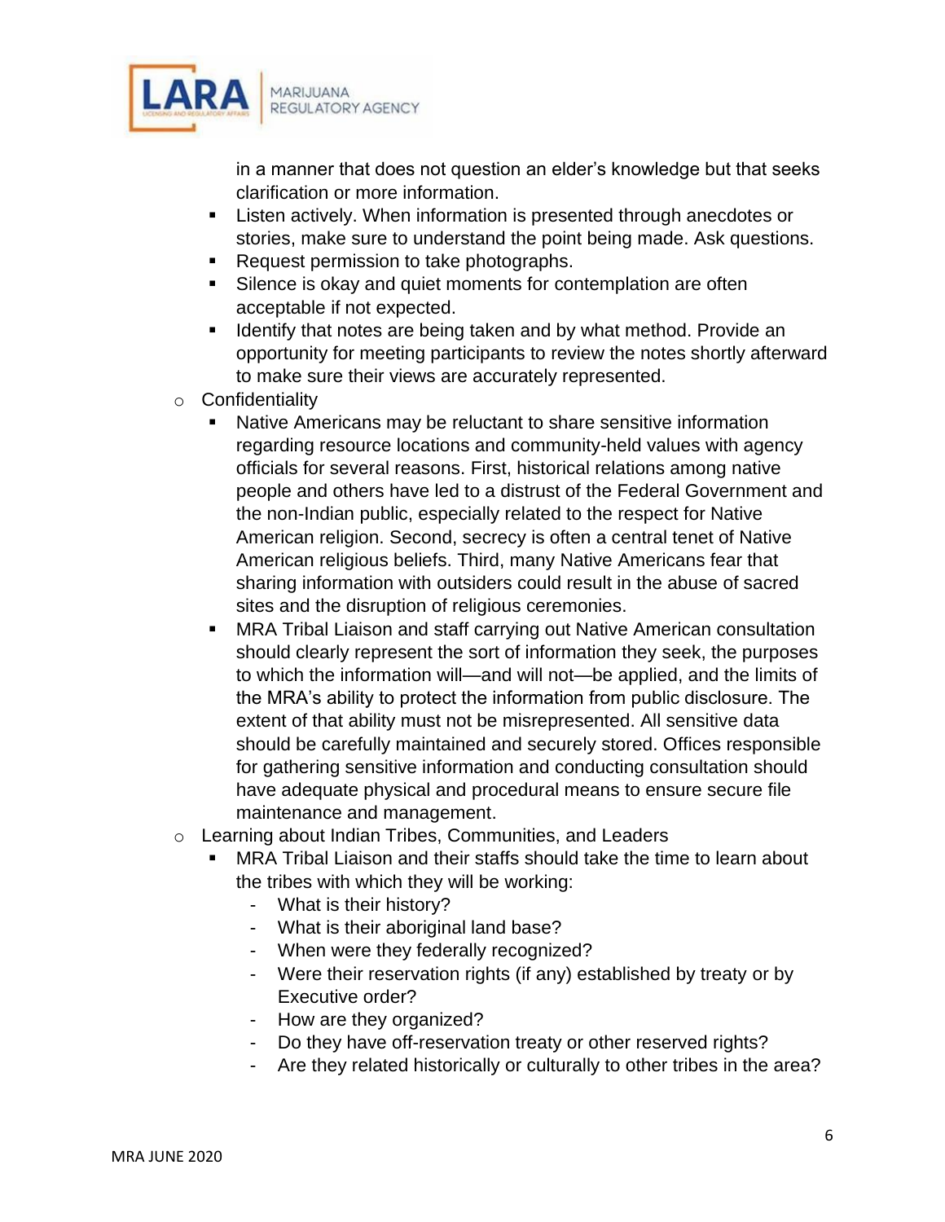in a manner that does not question an elder's knowledge but that seeks clarification or more information.
  - Listen actively. When information is presented through anecdotes or stories, make sure to understand the point being made. Ask questions.
  - Request permission to take photographs.
  - Silence is okay and quiet moments for contemplation are often acceptable if not expected.
  - Identify that notes are being taken and by what method. Provide an opportunity for meeting participants to review the notes shortly afterward to make sure their views are accurately represented.
- Confidentiality
  - Native Americans may be reluctant to share sensitive information regarding resource locations and community-held values with agency officials for several reasons. First, historical relations among native people and others have led to a distrust of the Federal Government and the non-Indian public, especially related to the respect for Native American religion. Second, secrecy is often a central tenet of Native American religious beliefs. Third, many Native Americans fear that sharing information with outsiders could result in the abuse of sacred sites and the disruption of religious ceremonies.
  - MRA Tribal Liaison and staff carrying out Native American consultation should clearly represent the sort of information they seek, the purposes to which the information will—and will not—be applied, and the limits of the MRA's ability to protect the information from public disclosure. The extent of that ability must not be misrepresented. All sensitive data should be carefully maintained and securely stored. Offices responsible for gathering sensitive information and conducting consultation should have adequate physical and procedural means to ensure secure file maintenance and management.
- Learning about Indian Tribes, Communities, and Leaders
  - MRA Tribal Liaison and their staffs should take the time to learn about the tribes with which they will be working:
    - What is their history?
    - What is their aboriginal land base?
    - When were they federally recognized?
    - Were their reservation rights (if any) established by treaty or by Executive order?
    - How are they organized?
    - Do they have off-reservation treaty or other reserved rights?
    - Are they related historically or culturally to other tribes in the area?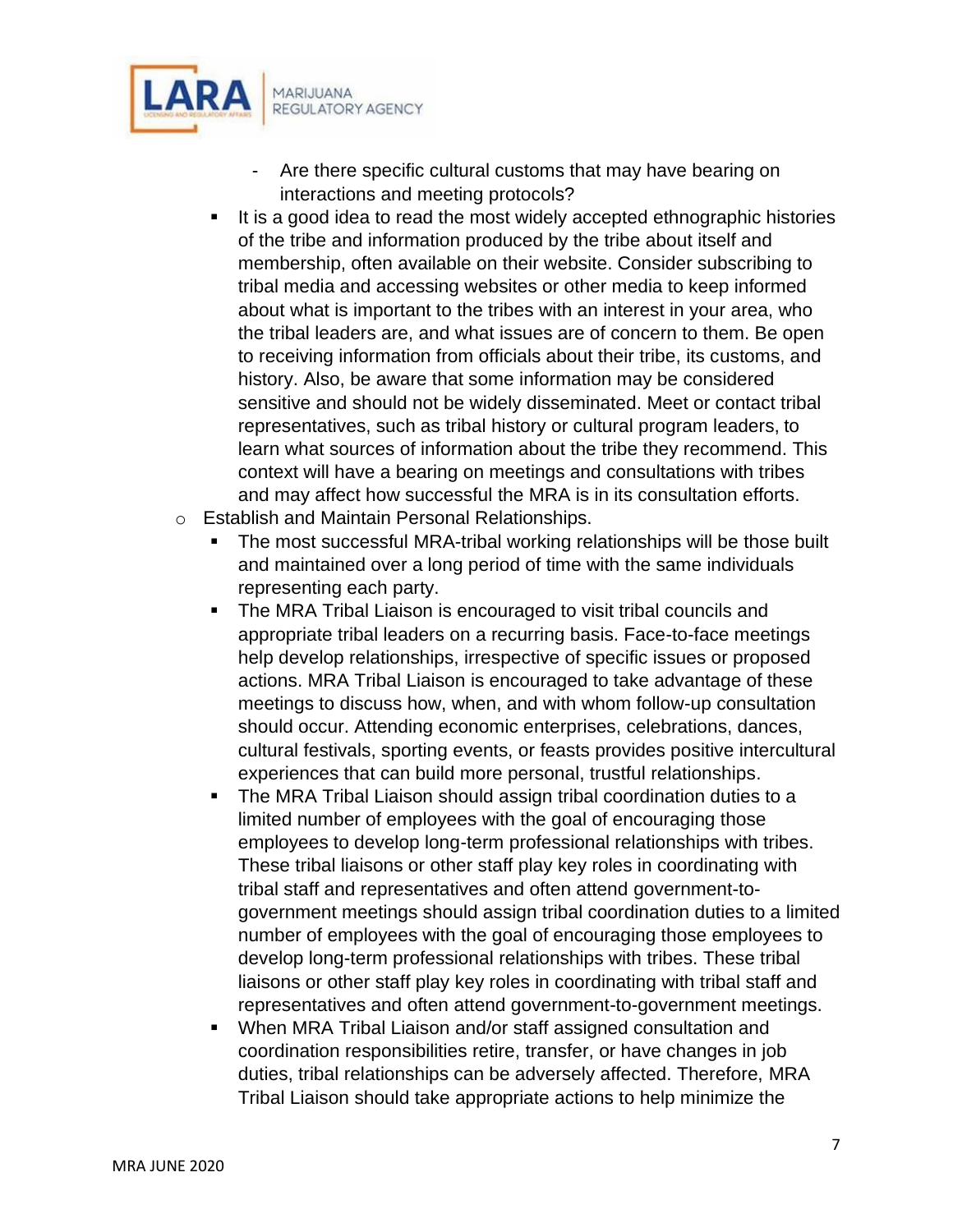- Are there specific cultural customs that may have bearing on interactions and meeting protocols?
  - It is a good idea to read the most widely accepted ethnographic histories of the tribe and information produced by the tribe about itself and membership, often available on their website. Consider subscribing to tribal media and accessing websites or other media to keep informed about what is important to the tribes with an interest in your area, who the tribal leaders are, and what issues are of concern to them. Be open to receiving information from officials about their tribe, its customs, and history. Also, be aware that some information may be considered sensitive and should not be widely disseminated. Meet or contact tribal representatives, such as tribal history or cultural program leaders, to learn what sources of information about the tribe they recommend. This context will have a bearing on meetings and consultations with tribes and may affect how successful the MRA is in its consultation efforts.
- Establish and Maintain Personal Relationships.
  - The most successful MRA-tribal working relationships will be those built and maintained over a long period of time with the same individuals representing each party.
  - The MRA Tribal Liaison is encouraged to visit tribal councils and appropriate tribal leaders on a recurring basis. Face-to-face meetings help develop relationships, irrespective of specific issues or proposed actions. MRA Tribal Liaison is encouraged to take advantage of these meetings to discuss how, when, and with whom follow-up consultation should occur. Attending economic enterprises, celebrations, dances, cultural festivals, sporting events, or feasts provides positive intercultural experiences that can build more personal, trustful relationships.
  - The MRA Tribal Liaison should assign tribal coordination duties to a limited number of employees with the goal of encouraging those employees to develop long-term professional relationships with tribes. These tribal liaisons or other staff play key roles in coordinating with tribal staff and representatives and often attend government-to-government meetings should assign tribal coordination duties to a limited number of employees with the goal of encouraging those employees to develop long-term professional relationships with tribes. These tribal liaisons or other staff play key roles in coordinating with tribal staff and representatives and often attend government-to-government meetings.
  - When MRA Tribal Liaison and/or staff assigned consultation and coordination responsibilities retire, transfer, or have changes in job duties, tribal relationships can be adversely affected. Therefore, MRA Tribal Liaison should take appropriate actions to help minimize the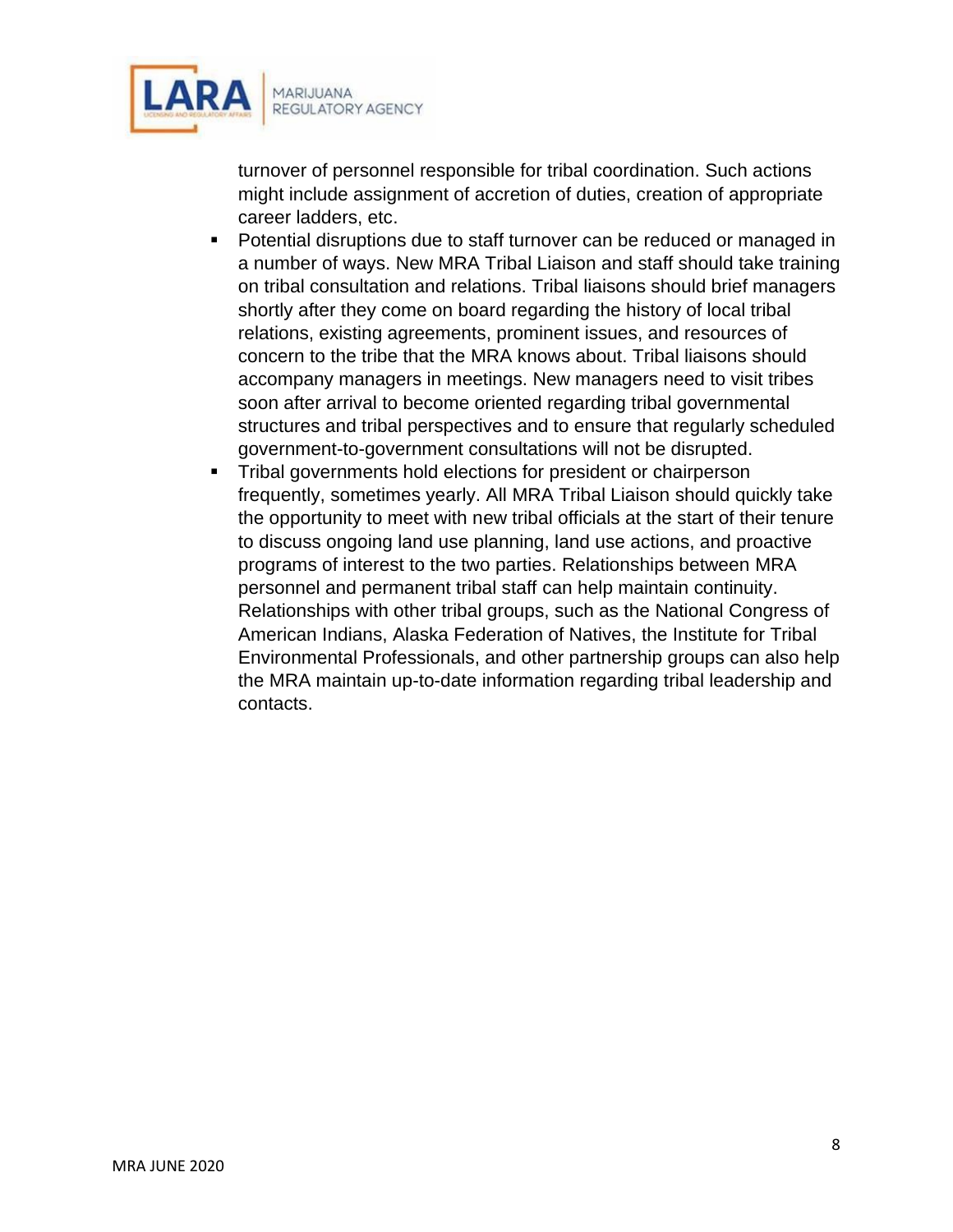turnover of personnel responsible for tribal coordination. Such actions might include assignment of accretion of duties, creation of appropriate career ladders, etc.

- Potential disruptions due to staff turnover can be reduced or managed in a number of ways. New MRA Tribal Liaison and staff should take training on tribal consultation and relations. Tribal liaisons should brief managers shortly after they come on board regarding the history of local tribal relations, existing agreements, prominent issues, and resources of concern to the tribe that the MRA knows about. Tribal liaisons should accompany managers in meetings. New managers need to visit tribes soon after arrival to become oriented regarding tribal governmental structures and tribal perspectives and to ensure that regularly scheduled government-to-government consultations will not be disrupted.
- Tribal governments hold elections for president or chairperson frequently, sometimes yearly. All MRA Tribal Liaison should quickly take the opportunity to meet with new tribal officials at the start of their tenure to discuss ongoing land use planning, land use actions, and proactive programs of interest to the two parties. Relationships between MRA personnel and permanent tribal staff can help maintain continuity. Relationships with other tribal groups, such as the National Congress of American Indians, Alaska Federation of Natives, the Institute for Tribal Environmental Professionals, and other partnership groups can also help the MRA maintain up-to-date information regarding tribal leadership and contacts.